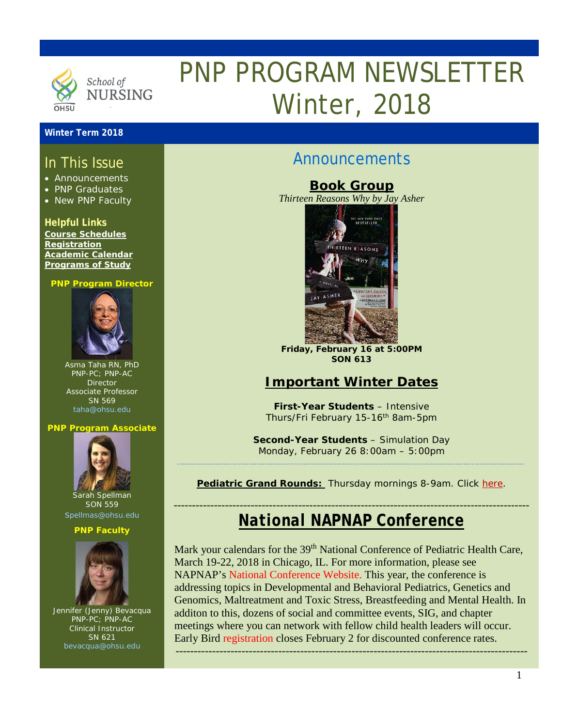# PNP PROGRAM NEWSLETTER Winter, 2018

School of NURSING OHSU

**Winter Term 2018**

## In This Issue

- Announcements
- PNP Graduates
- New PNP Faculty

**Helpful Links**

**Course Schedules**
**Registration**
**Academic Calendar**
**Programs of Study**

**PNP Program Director**

Asma Taha RN, PhD
PNP-PC; PNP-AC
Director
Associate Professor
SN 569
taha@ohsu.edu

**PNP Program Associate**

Sarah Spellman
SON 559
Spellmas@ohsu.edu

**PNP Faculty**

Jennifer (Jenny) Bevacqua
PNP-PC; PNP-AC
Clinical Instructor
SN 621
bevacqua@ohsu.edu

## Announcements

### Book Group

*Thirteen Reasons Why by Jay Asher*

**Friday, February 16 at 5:00PM**
**SON 613**

### Important Winter Dates

**First-Year Students** – Intensive
Thurs/Fri February 15-16th 8am-5pm

**Second-Year Students** – Simulation Day
Monday, February 26 8:00am – 5:00pm

---

**Pediatric Grand Rounds:** Thursday mornings 8-9am. Click here.

---

### National NAPNAP Conference

Mark your calendars for the 39th National Conference of Pediatric Health Care, March 19-22, 2018 in Chicago, IL. For more information, please see NAPNAP's National Conference Website. This year, the conference is addressing topics in Developmental and Behavioral Pediatrics, Genetics and Genomics, Maltreatment and Toxic Stress, Breastfeeding and Mental Health. In additon to this, dozens of social and committee events, SIG, and chapter meetings where you can network with fellow child health leaders will occur. Early Bird registration closes February 2 for discounted conference rates.

---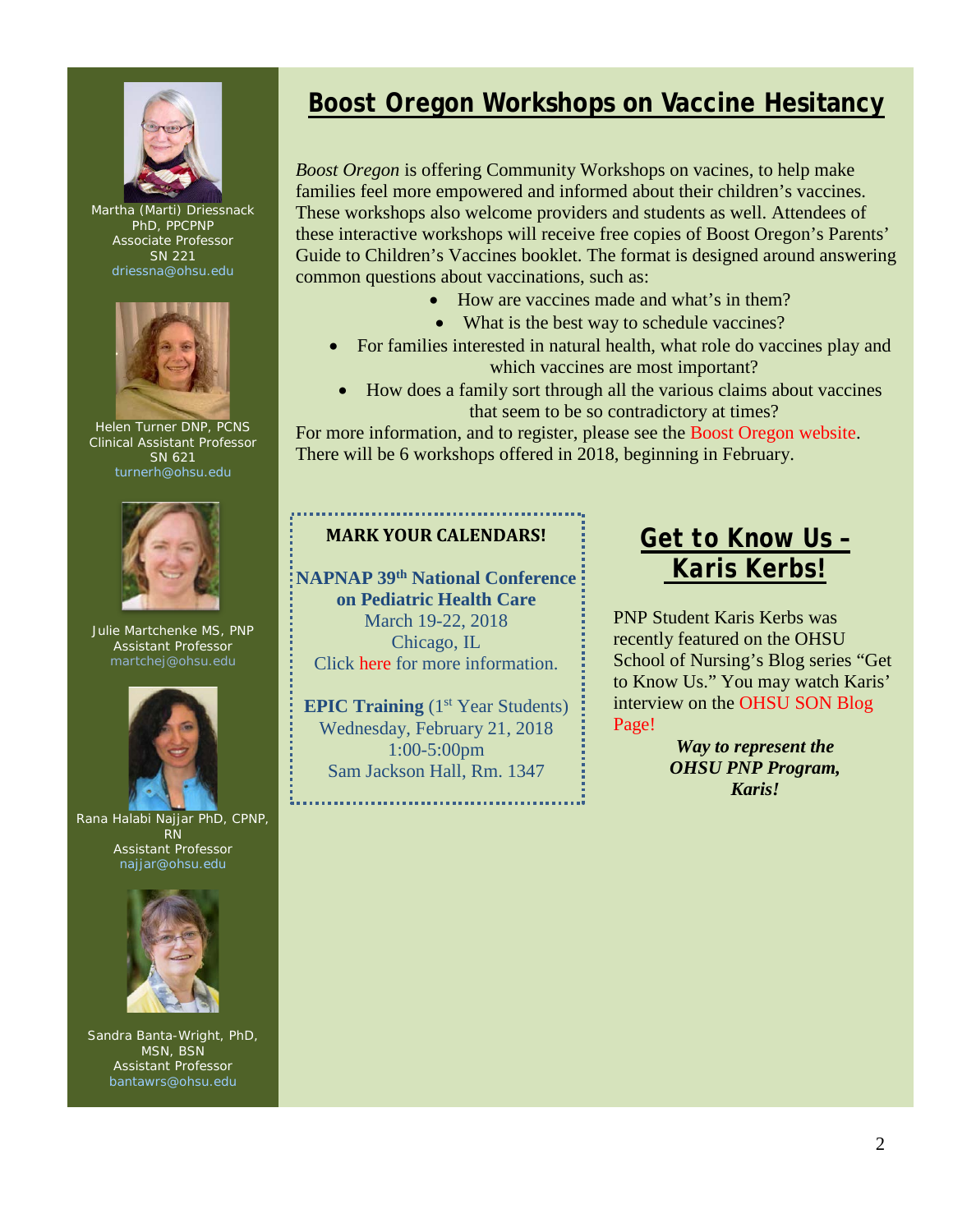Martha (Marti) Driessnack
PhD, PPCPNP
Associate Professor
SN 221
driessna@ohsu.edu

Helen Turner DNP, PCNS
Clinical Assistant Professor
SN 621
turnerh@ohsu.edu

Julie Martchenke MS, PNP
Assistant Professor
martchej@ohsu.edu

Rana Halabi Najjar PhD, CPNP, RN
Assistant Professor
najjar@ohsu.edu

Sandra Banta-Wright, PhD, MSN, BSN
Assistant Professor
bantawrs@ohsu.edu

## Boost Oregon Workshops on Vaccine Hesitancy

*Boost Oregon* is offering Community Workshops on vacines, to help make families feel more empowered and informed about their children's vaccines. These workshops also welcome providers and students as well. Attendees of these interactive workshops will receive free copies of Boost Oregon's Parents' Guide to Children's Vaccines booklet. The format is designed around answering common questions about vaccinations, such as:

- How are vaccines made and what's in them?
- What is the best way to schedule vaccines?
- For families interested in natural health, what role do vaccines play and which vaccines are most important?
- How does a family sort through all the various claims about vaccines that seem to be so contradictory at times?

For more information, and to register, please see the Boost Oregon website. There will be 6 workshops offered in 2018, beginning in February.

**MARK YOUR CALENDARS!**

**NAPNAP 39th National Conference on Pediatric Health Care**
March 19-22, 2018
Chicago, IL
Click here for more information.

**EPIC Training** (1st Year Students)
Wednesday, February 21, 2018
1:00-5:00pm
Sam Jackson Hall, Rm. 1347

## Get to Know Us – Karis Kerbs!

PNP Student Karis Kerbs was recently featured on the OHSU School of Nursing's Blog series "Get to Know Us." You may watch Karis' interview on the OHSU SON Blog Page!

***Way to represent the OHSU PNP Program, Karis!***